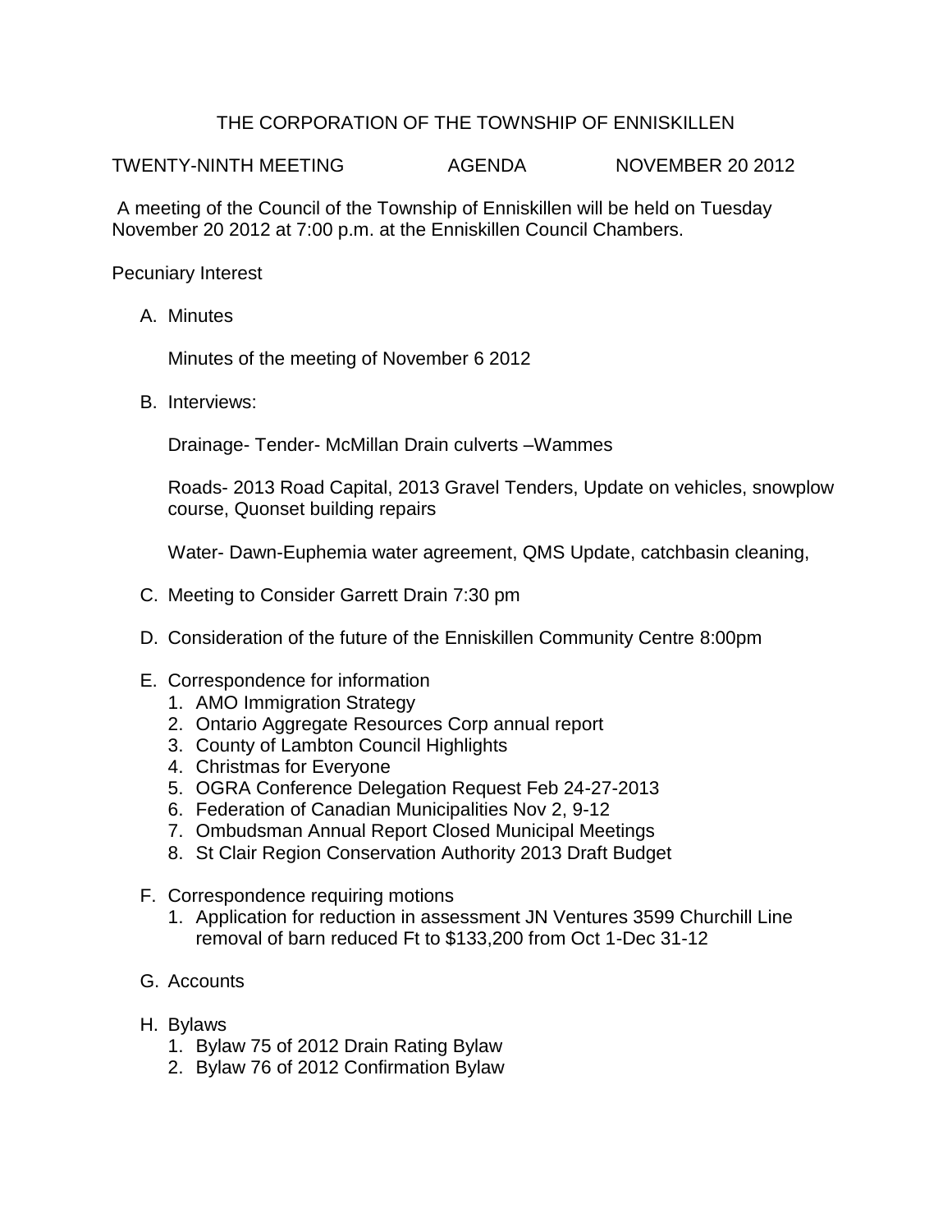# THE CORPORATION OF THE TOWNSHIP OF ENNISKILLEN

TWENTY-NINTH MEETING AGENDA NOVEMBER 20 2012

A meeting of the Council of the Township of Enniskillen will be held on Tuesday November 20 2012 at 7:00 p.m. at the Enniskillen Council Chambers.

Pecuniary Interest

A. Minutes

   Minutes of the meeting of November 6 2012

B. Interviews:

   Drainage- Tender- McMillan Drain culverts –Wammes

   Roads- 2013 Road Capital, 2013 Gravel Tenders, Update on vehicles, snowplow course, Quonset building repairs

   Water- Dawn-Euphemia water agreement, QMS Update, catchbasin cleaning,

C. Meeting to Consider Garrett Drain 7:30 pm

D. Consideration of the future of the Enniskillen Community Centre 8:00pm

E. Correspondence for information
   1. AMO Immigration Strategy
   2. Ontario Aggregate Resources Corp annual report
   3. County of Lambton Council Highlights
   4. Christmas for Everyone
   5. OGRA Conference Delegation Request Feb 24-27-2013
   6. Federation of Canadian Municipalities Nov 2, 9-12
   7. Ombudsman Annual Report Closed Municipal Meetings
   8. St Clair Region Conservation Authority 2013 Draft Budget

F. Correspondence requiring motions
   1. Application for reduction in assessment JN Ventures 3599 Churchill Line removal of barn reduced Ft to $133,200 from Oct 1-Dec 31-12

G. Accounts

H. Bylaws
   1. Bylaw 75 of 2012 Drain Rating Bylaw
   2. Bylaw 76 of 2012 Confirmation Bylaw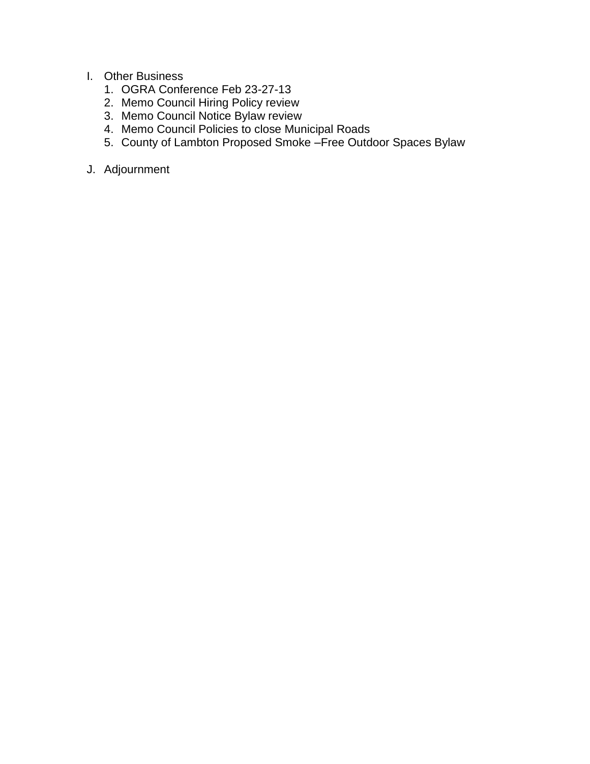I. Other Business
   1. OGRA Conference Feb 23-27-13
   2. Memo Council Hiring Policy review
   3. Memo Council Notice Bylaw review
   4. Memo Council Policies to close Municipal Roads
   5. County of Lambton Proposed Smoke –Free Outdoor Spaces Bylaw

J. Adjournment